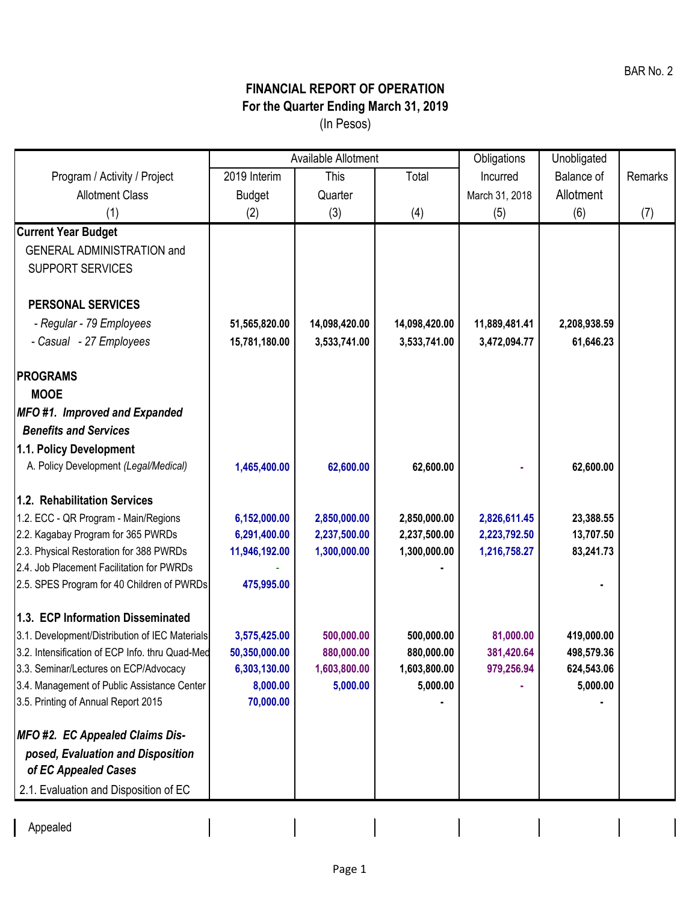BAR No. 2

# FINANCIAL REPORT OF OPERATION
## For the Quarter Ending March 31, 2019
(In Pesos)

| Program / Activity / Project Allotment Class | Available Allotment | | | Obligations Incurred | Unobligated Balance of Allotment | Remarks |
|---|---|---|---|---|---|---|
| | 2019 Interim Budget | This Quarter | Total | March 31, 2018 | | |
| (1) | (2) | (3) | (4) | (5) | (6) | (7) |
| **Current Year Budget** | | | | | | |
| GENERAL ADMINISTRATION and SUPPORT SERVICES | | | | | | |
| **PERSONAL SERVICES** | | | | | | |
| *- Regular - 79 Employees* | **51,565,820.00** | **14,098,420.00** | **14,098,420.00** | **11,889,481.41** | **2,208,938.59** | |
| *- Casual - 27 Employees* | **15,781,180.00** | **3,533,741.00** | **3,533,741.00** | **3,472,094.77** | **61,646.23** | |
| **PROGRAMS** | | | | | | |
| **MOOE** | | | | | | |
| ***MFO #1. Improved and Expanded Benefits and Services*** | | | | | | |
| **1.1. Policy Development** | | | | | | |
| A. Policy Development *(Legal/Medical)* | **1,465,400.00** | **62,600.00** | **62,600.00** | **-** | **62,600.00** | |
| **1.2. Rehabilitation Services** | | | | | | |
| 1.2. ECC - QR Program - Main/Regions | **6,152,000.00** | **2,850,000.00** | **2,850,000.00** | **2,826,611.45** | **23,388.55** | |
| 2.2. Kagabay Program for 365 PWRDs | **6,291,400.00** | **2,237,500.00** | **2,237,500.00** | **2,223,792.50** | **13,707.50** | |
| 2.3. Physical Restoration for 388 PWRDs | **11,946,192.00** | **1,300,000.00** | **1,300,000.00** | **1,216,758.27** | **83,241.73** | |
| 2.4. Job Placement Facilitation for PWRDs | - | | **-** | | | |
| 2.5. SPES Program for 40 Children of PWRDs | **475,995.00** | | | | **-** | |
| **1.3. ECP Information Disseminated** | | | | | | |
| 3.1. Development/Distribution of IEC Materials | **3,575,425.00** | **500,000.00** | **500,000.00** | **81,000.00** | **419,000.00** | |
| 3.2. Intensification of ECP Info. thru Quad-Med | **50,350,000.00** | **880,000.00** | **880,000.00** | **381,420.64** | **498,579.36** | |
| 3.3. Seminar/Lectures on ECP/Advocacy | **6,303,130.00** | **1,603,800.00** | **1,603,800.00** | **979,256.94** | **624,543.06** | |
| 3.4. Management of Public Assistance Center | **8,000.00** | **5,000.00** | **5,000.00** | **-** | **5,000.00** | |
| 3.5. Printing of Annual Report 2015 | **70,000.00** | | **-** | | **-** | |
| ***MFO #2. EC Appealed Claims Disposed, Evaluation and Disposition of EC Appealed Cases*** | | | | | | |
| 2.1. Evaluation and Disposition of EC Appealed | | | | | | |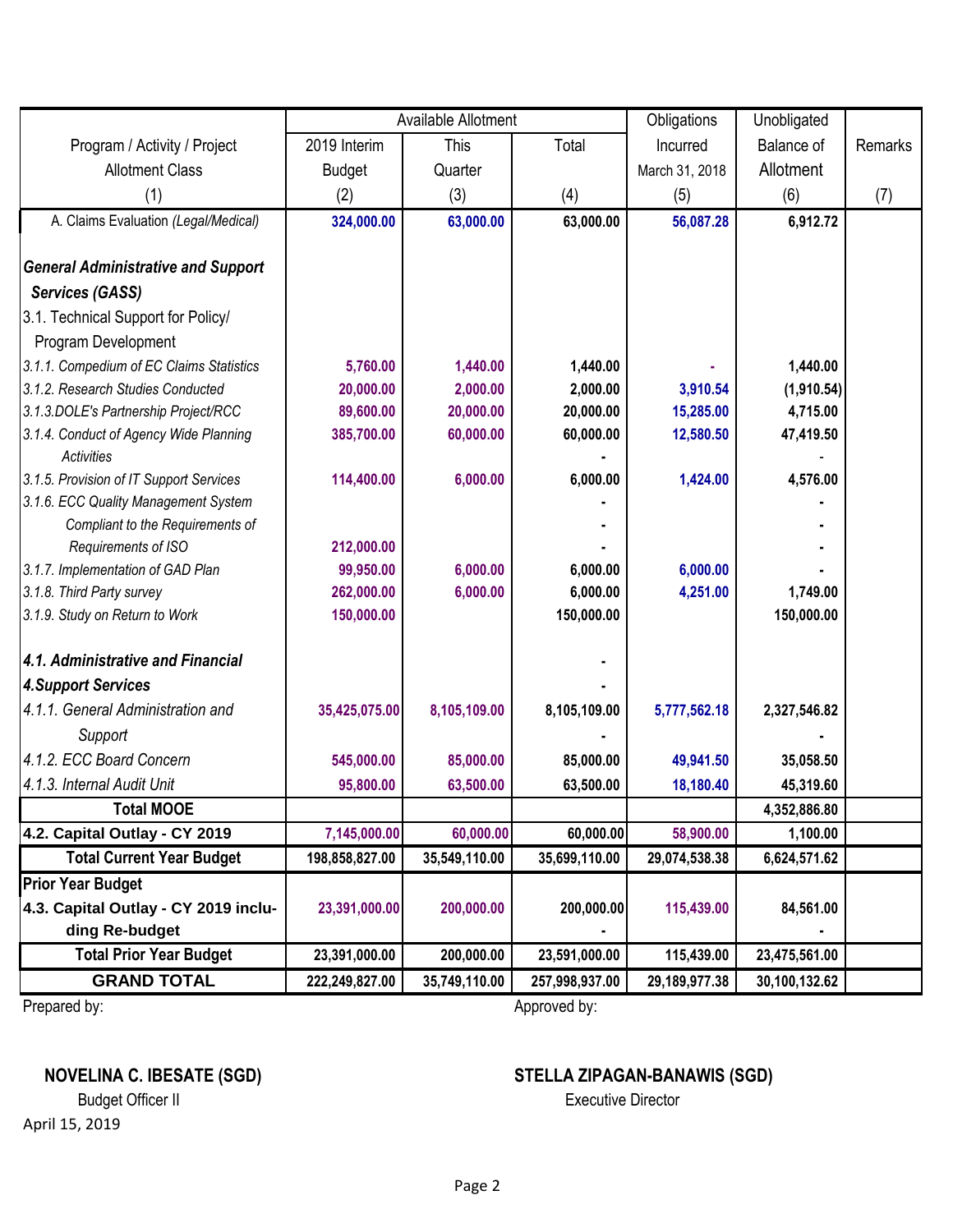| Program / Activity / Project Allotment Class | Available Allotment | | | Obligations Incurred March 31, 2018 | Unobligated Balance of Allotment | Remarks |
|---|---|---|---|---|---|---|
| | 2019 Interim Budget | This Quarter | Total | | | |
| (1) | (2) | (3) | (4) | (5) | (6) | (7) |
| A. Claims Evaluation *(Legal/Medical)* | 324,000.00 | 63,000.00 | 63,000.00 | 56,087.28 | 6,912.72 | |
| ***General Administrative and Support Services (GASS)*** | | | | | | |
| 3.1. Technical Support for Policy/ Program Development | | | | | | |
| *3.1.1. Compedium of EC Claims Statistics* | 5,760.00 | 1,440.00 | 1,440.00 | - | 1,440.00 | |
| *3.1.2. Research Studies Conducted* | 20,000.00 | 2,000.00 | 2,000.00 | 3,910.54 | (1,910.54) | |
| *3.1.3.DOLE's Partnership Project/RCC* | 89,600.00 | 20,000.00 | 20,000.00 | 15,285.00 | 4,715.00 | |
| *3.1.4. Conduct of Agency Wide Planning Activities* | 385,700.00 | 60,000.00 | 60,000.00 | 12,580.50 | 47,419.50 | |
| *3.1.5. Provision of IT Support Services* | 114,400.00 | 6,000.00 | 6,000.00 | 1,424.00 | 4,576.00 | |
| *3.1.6. ECC Quality Management System Compliant to the Requirements of Requirements of ISO* | 212,000.00 | | - | | - | |
| *3.1.7. Implementation of GAD Plan* | 99,950.00 | 6,000.00 | 6,000.00 | 6,000.00 | - | |
| *3.1.8. Third Party survey* | 262,000.00 | 6,000.00 | 6,000.00 | 4,251.00 | 1,749.00 | |
| *3.1.9. Study on Return to Work* | 150,000.00 | | 150,000.00 | | 150,000.00 | |
| ***4.1. Administrative and Financial 4.Support Services*** | | | - | | | |
| *4.1.1. General Administration and Support* | 35,425,075.00 | 8,105,109.00 | 8,105,109.00 | 5,777,562.18 | 2,327,546.82 | |
| *4.1.2. ECC Board Concern* | 545,000.00 | 85,000.00 | 85,000.00 | 49,941.50 | 35,058.50 | |
| *4.1.3. Internal Audit Unit* | 95,800.00 | 63,500.00 | 63,500.00 | 18,180.40 | 45,319.60 | |
| **Total MOOE** | | | | | 4,352,886.80 | |
| **4.2. Capital Outlay - CY 2019** | 7,145,000.00 | 60,000.00 | 60,000.00 | 58,900.00 | 1,100.00 | |
| **Total Current Year Budget** | 198,858,827.00 | 35,549,110.00 | 35,699,110.00 | 29,074,538.38 | 6,624,571.62 | |
| **Prior Year Budget** | | | | | | |
| **4.3. Capital Outlay - CY 2019 including Re-budget** | 23,391,000.00 | 200,000.00 | 200,000.00 | 115,439.00 | 84,561.00 | |
| **Total Prior Year Budget** | 23,391,000.00 | 200,000.00 | 23,591,000.00 | 115,439.00 | 23,475,561.00 | |
| **GRAND TOTAL** | 222,249,827.00 | 35,749,110.00 | 257,998,937.00 | 29,189,977.38 | 30,100,132.62 | |

Prepared by:

**NOVELINA C. IBESATE (SGD)**
Budget Officer II
April 15, 2019

Approved by:

**STELLA ZIPAGAN-BANAWIS (SGD)**
Executive Director